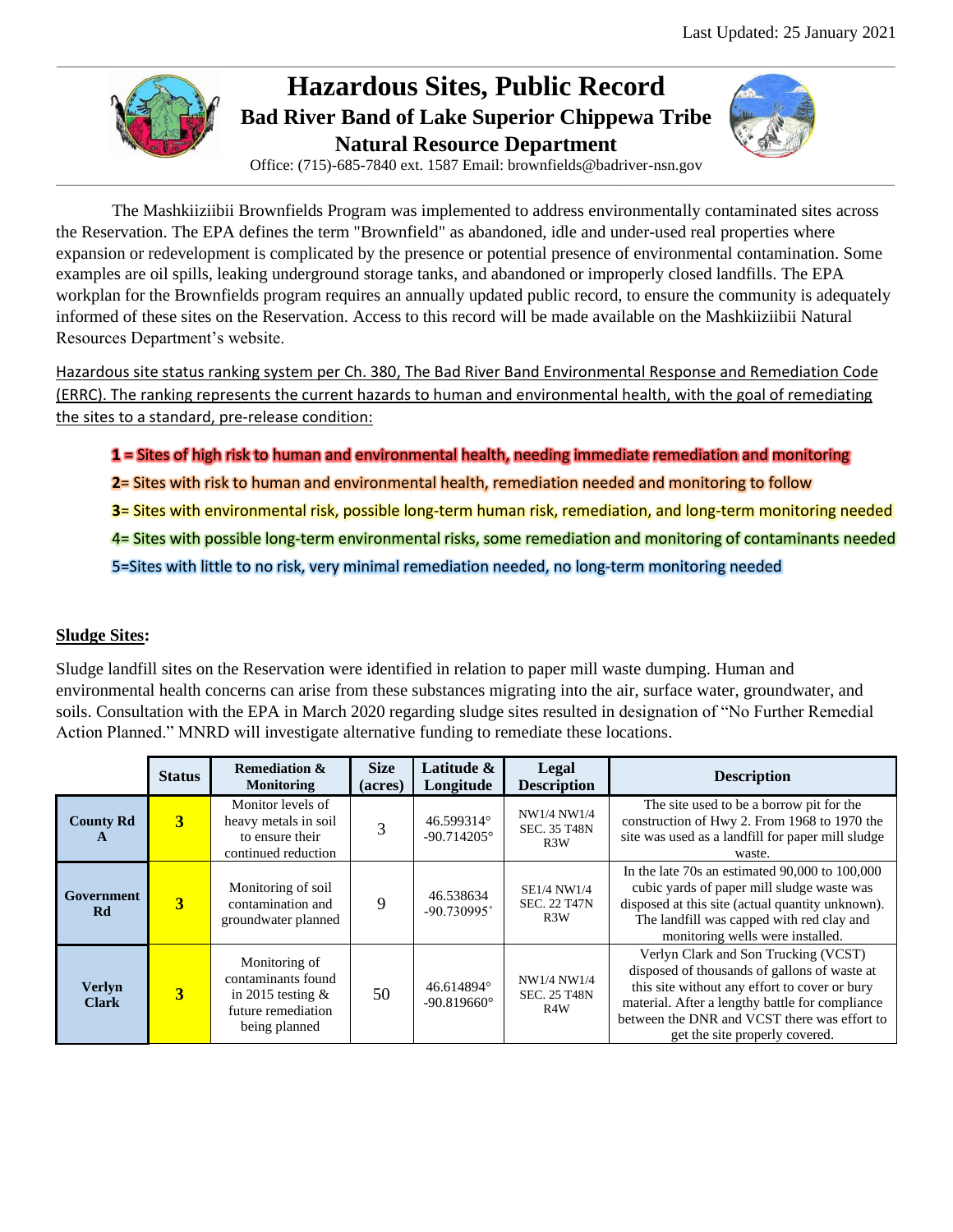Last Updated: 25 January 2021

# Hazardous Sites, Public Record

## Bad River Band of Lake Superior Chippewa Tribe

## Natural Resource Department

Office: (715)-685-7840 ext. 1587 Email: brownfields@badriver-nsn.gov

The Mashkiiziibii Brownfields Program was implemented to address environmentally contaminated sites across the Reservation. The EPA defines the term "Brownfield" as abandoned, idle and under-used real properties where expansion or redevelopment is complicated by the presence or potential presence of environmental contamination. Some examples are oil spills, leaking underground storage tanks, and abandoned or improperly closed landfills. The EPA workplan for the Brownfields program requires an annually updated public record, to ensure the community is adequately informed of these sites on the Reservation. Access to this record will be made available on the Mashkiiziibii Natural Resources Department's website.

Hazardous site status ranking system per Ch. 380, The Bad River Band Environmental Response and Remediation Code (ERRC). The ranking represents the current hazards to human and environmental health, with the goal of remediating the sites to a standard, pre-release condition:

- **1** = Sites of high risk to human and environmental health, needing immediate remediation and monitoring
- **2**= Sites with risk to human and environmental health, remediation needed and monitoring to follow
- **3**= Sites with environmental risk, possible long-term human risk, remediation, and long-term monitoring needed
- 4= Sites with possible long-term environmental risks, some remediation and monitoring of contaminants needed
- 5=Sites with little to no risk, very minimal remediation needed, no long-term monitoring needed

**Sludge Sites:**

Sludge landfill sites on the Reservation were identified in relation to paper mill waste dumping. Human and environmental health concerns can arise from these substances migrating into the air, surface water, groundwater, and soils. Consultation with the EPA in March 2020 regarding sludge sites resulted in designation of "No Further Remedial Action Planned." MNRD will investigate alternative funding to remediate these locations.

| | Status | Remediation & Monitoring | Size (acres) | Latitude & Longitude | Legal Description | Description |
|---|---|---|---|---|---|---|
| **County Rd A** | **3** | Monitor levels of heavy metals in soil to ensure their continued reduction | 3 | 46.599314° -90.714205° | NW1/4 NW1/4 SEC. 35 T48N R3W | The site used to be a borrow pit for the construction of Hwy 2. From 1968 to 1970 the site was used as a landfill for paper mill sludge waste. |
| **Government Rd** | **3** | Monitoring of soil contamination and groundwater planned | 9 | 46.538634 -90.730995˚ | SE1/4 NW1/4 SEC. 22 T47N R3W | In the late 70s an estimated 90,000 to 100,000 cubic yards of paper mill sludge waste was disposed at this site (actual quantity unknown). The landfill was capped with red clay and monitoring wells were installed. |
| **Verlyn Clark** | **3** | Monitoring of contaminants found in 2015 testing & future remediation being planned | 50 | 46.614894° -90.819660° | NW1/4 NW1/4 SEC. 25 T48N R4W | Verlyn Clark and Son Trucking (VCST) disposed of thousands of gallons of waste at this site without any effort to cover or bury material. After a lengthy battle for compliance between the DNR and VCST there was effort to get the site properly covered. |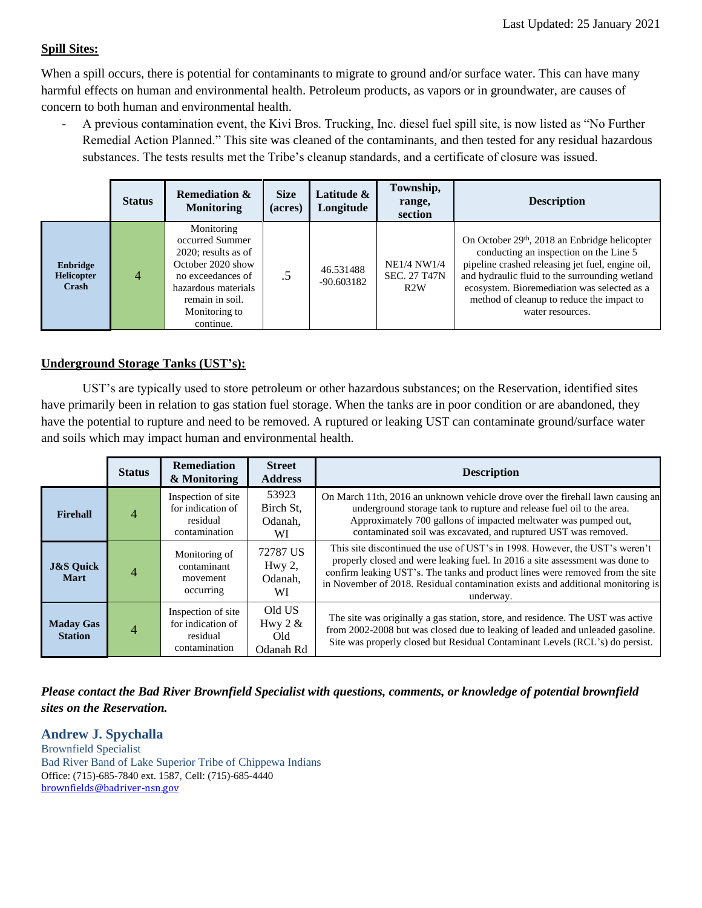Last Updated: 25 January 2021

**Spill Sites:**

When a spill occurs, there is potential for contaminants to migrate to ground and/or surface water. This can have many harmful effects on human and environmental health. Petroleum products, as vapors or in groundwater, are causes of concern to both human and environmental health.

- A previous contamination event, the Kivi Bros. Trucking, Inc. diesel fuel spill site, is now listed as "No Further Remedial Action Planned." This site was cleaned of the contaminants, and then tested for any residual hazardous substances. The tests results met the Tribe's cleanup standards, and a certificate of closure was issued.

| | Status | Remediation & Monitoring | Size (acres) | Latitude & Longitude | Township, range, section | Description |
|---|---|---|---|---|---|---|
| **Enbridge Helicopter Crash** | 4 | Monitoring occurred Summer 2020; results as of October 2020 show no exceedances of hazardous materials remain in soil. Monitoring to continue. | .5 | 46.531488 -90.603182 | NE1/4 NW1/4 SEC. 27 T47N R2W | On October 29th, 2018 an Enbridge helicopter conducting an inspection on the Line 5 pipeline crashed releasing jet fuel, engine oil, and hydraulic fluid to the surrounding wetland ecosystem. Bioremediation was selected as a method of cleanup to reduce the impact to water resources. |

**Underground Storage Tanks (UST's):**

UST's are typically used to store petroleum or other hazardous substances; on the Reservation, identified sites have primarily been in relation to gas station fuel storage. When the tanks are in poor condition or are abandoned, they have the potential to rupture and need to be removed. A ruptured or leaking UST can contaminate ground/surface water and soils which may impact human and environmental health.

| | Status | Remediation & Monitoring | Street Address | Description |
|---|---|---|---|---|
| **Firehall** | 4 | Inspection of site for indication of residual contamination | 53923 Birch St, Odanah, WI | On March 11th, 2016 an unknown vehicle drove over the firehall lawn causing an underground storage tank to rupture and release fuel oil to the area. Approximately 700 gallons of impacted meltwater was pumped out, contaminated soil was excavated, and ruptured UST was removed. |
| **J&S Quick Mart** | 4 | Monitoring of contaminant movement occurring | 72787 US Hwy 2, Odanah, WI | This site discontinued the use of UST's in 1998. However, the UST's weren't properly closed and were leaking fuel. In 2016 a site assessment was done to confirm leaking UST's. The tanks and product lines were removed from the site in November of 2018. Residual contamination exists and additional monitoring is underway. |
| **Maday Gas Station** | 4 | Inspection of site for indication of residual contamination | Old US Hwy 2 & Old Odanah Rd | The site was originally a gas station, store, and residence. The UST was active from 2002-2008 but was closed due to leaking of leaded and unleaded gasoline. Site was properly closed but Residual Contaminant Levels (RCL's) do persist. |

***Please contact the Bad River Brownfield Specialist with questions, comments, or knowledge of potential brownfield sites on the Reservation.***

**Andrew J. Spychalla**
Brownfield Specialist
Bad River Band of Lake Superior Tribe of Chippewa Indians
Office: (715)-685-7840 ext. 1587, Cell: (715)-685-4440
brownfields@badriver-nsn.gov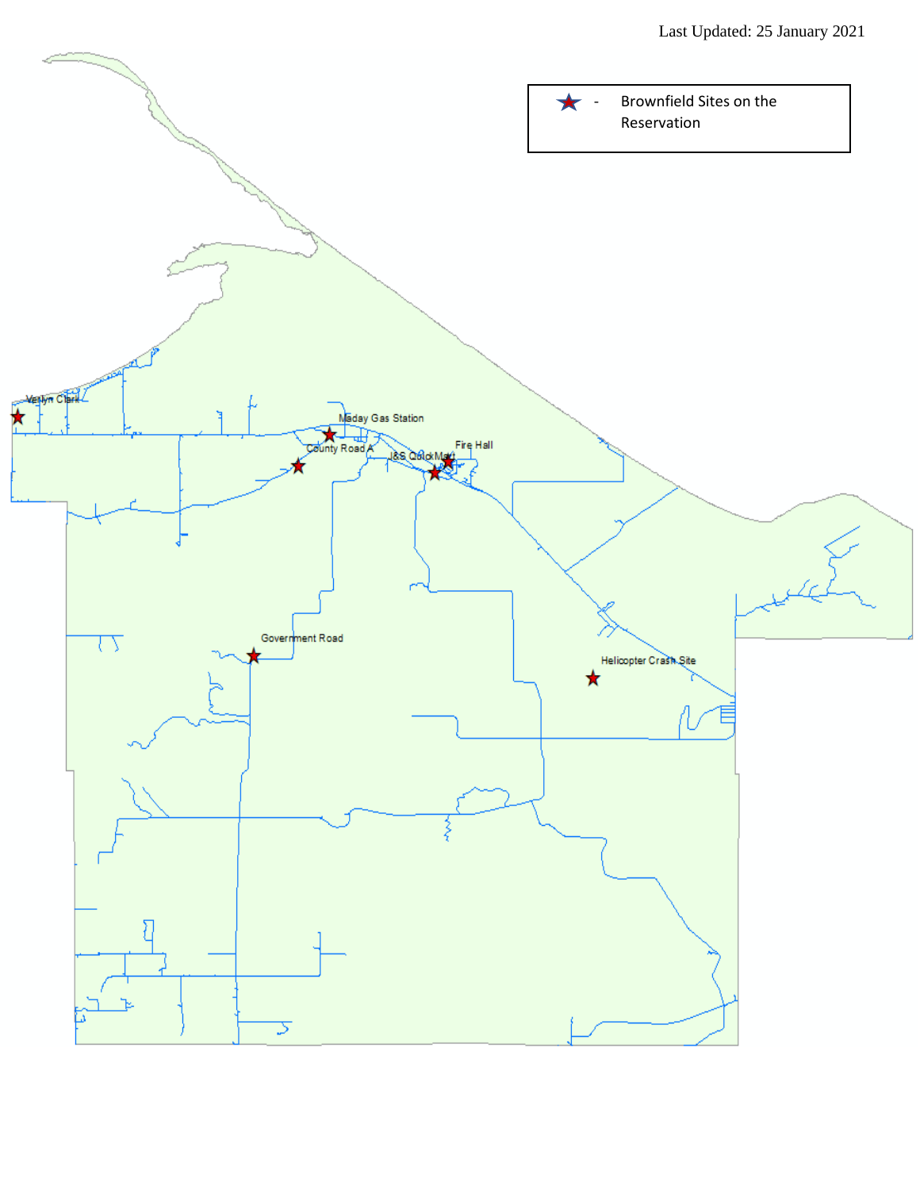Last Updated: 25 January 2021

★ - Brownfield Sites on the Reservation

Vallyn Clark

Maday Gas Station

County Road A

J&S QuickMart

Fire Hall

Government Road

Helicopter Crash Site